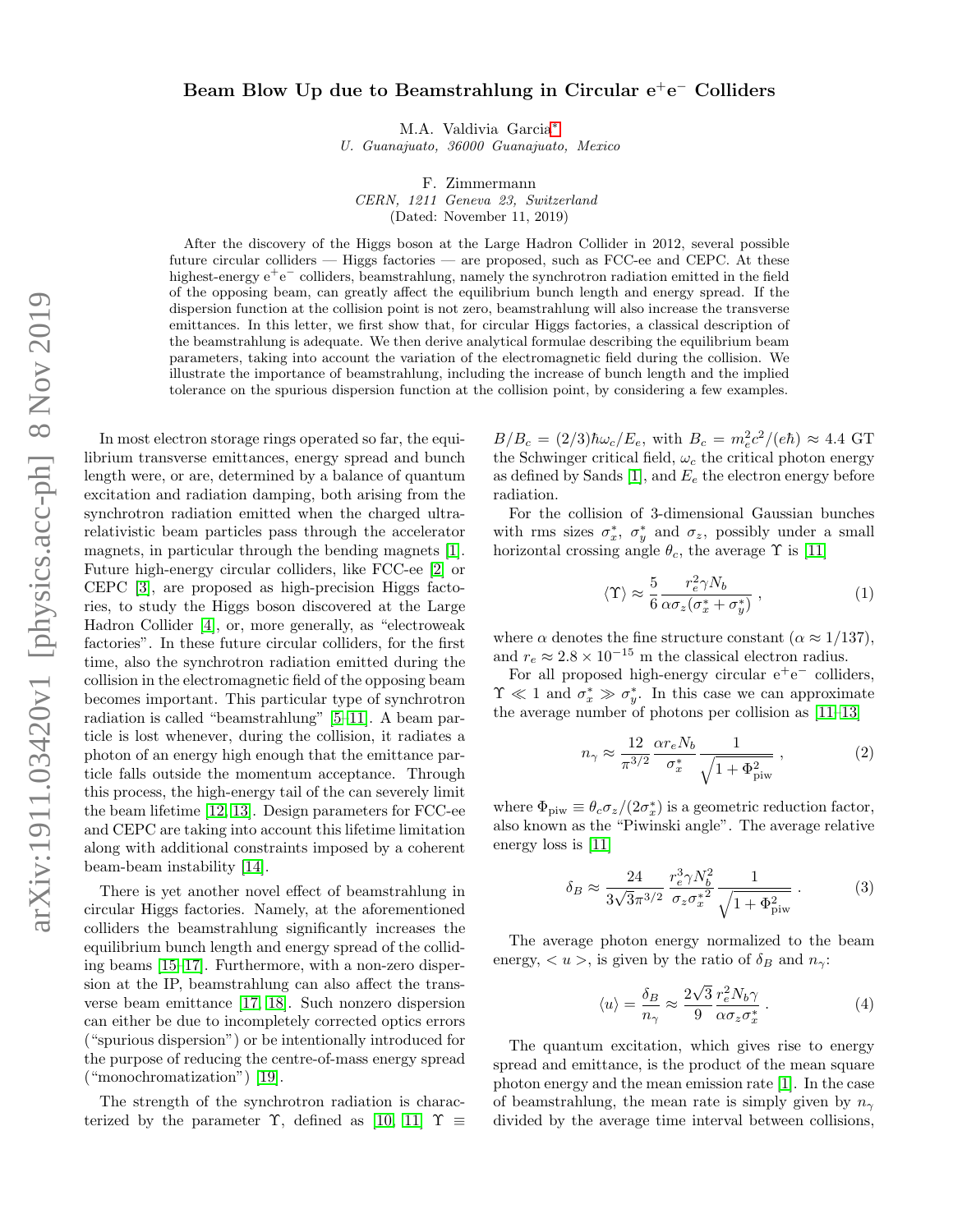# Beam Blow Up due to Beamstrahlung in Circular e$^+$e$^-$ Colliders

M.A. Valdivia Garcia[*]
*U. Guanajuato, 36000 Guanajuato, Mexico*

F. Zimmermann
*CERN, 1211 Geneva 23, Switzerland*
(Dated: November 11, 2019)

After the discovery of the Higgs boson at the Large Hadron Collider in 2012, several possible future circular colliders — Higgs factories — are proposed, such as FCC-ee and CEPC. At these highest-energy e$^+$e$^-$ colliders, beamstrahlung, namely the synchrotron radiation emitted in the field of the opposing beam, can greatly affect the equilibrium bunch length and energy spread. If the dispersion function at the collision point is not zero, beamstrahlung will also increase the transverse emittances. In this letter, we first show that, for circular Higgs factories, a classical description of the beamstrahlung is adequate. We then derive analytical formulae describing the equilibrium beam parameters, taking into account the variation of the electromagnetic field during the collision. We illustrate the importance of beamstrahlung, including the increase of bunch length and the implied tolerance on the spurious dispersion function at the collision point, by considering a few examples.

In most electron storage rings operated so far, the equilibrium transverse emittances, energy spread and bunch length were, or are, determined by a balance of quantum excitation and radiation damping, both arising from the synchrotron radiation emitted when the charged ultra-relativistic beam particles pass through the accelerator magnets, in particular through the bending magnets [1]. Future high-energy circular colliders, like FCC-ee [2] or CEPC [3], are proposed as high-precision Higgs factories, to study the Higgs boson discovered at the Large Hadron Collider [4], or, more generally, as "electroweak factories". In these future circular colliders, for the first time, also the synchrotron radiation emitted during the collision in the electromagnetic field of the opposing beam becomes important. This particular type of synchrotron radiation is called "beamstrahlung" [5–11]. A beam particle is lost whenever, during the collision, it radiates a photon of an energy high enough that the emittance particle falls outside the momentum acceptance. Through this process, the high-energy tail of the can severely limit the beam lifetime [12, 13]. Design parameters for FCC-ee and CEPC are taking into account this lifetime limitation along with additional constraints imposed by a coherent beam-beam instability [14].

There is yet another novel effect of beamstrahlung in circular Higgs factories. Namely, at the aforementioned colliders the beamstrahlung significantly increases the equilibrium bunch length and energy spread of the colliding beams [15–17]. Furthermore, with a non-zero dispersion at the IP, beamstrahlung can also affect the transverse beam emittance [17, 18]. Such nonzero dispersion can either be due to incompletely corrected optics errors ("spurious dispersion") or be intentionally introduced for the purpose of reducing the centre-of-mass energy spread ("monochromatization") [19].

The strength of the synchrotron radiation is characterized by the parameter $\Upsilon$, defined as [10, 11] $\Upsilon \equiv B/B_c = (2/3)\hbar\omega_c/E_e$, with $B_c = m_e^2c^2/(e\hbar) \approx 4.4$ GT the Schwinger critical field, $\omega_c$ the critical photon energy as defined by Sands [1], and $E_e$ the electron energy before radiation.

For the collision of 3-dimensional Gaussian bunches with rms sizes $\sigma_x^*$, $\sigma_y^*$ and $\sigma_z$, possibly under a small horizontal crossing angle $\theta_c$, the average $\Upsilon$ is [11]

$$\langle\Upsilon\rangle \approx \frac{5}{6}\frac{r_e^2\gamma N_b}{\alpha\sigma_z(\sigma_x^*+\sigma_y^*)}\ , \tag{1}$$

where $\alpha$ denotes the fine structure constant ($\alpha \approx 1/137$), and $r_e \approx 2.8\times10^{-15}$ m the classical electron radius.

For all proposed high-energy circular e$^+$e$^-$ colliders, $\Upsilon \ll 1$ and $\sigma_x^* \gg \sigma_y^*$. In this case we can approximate the average number of photons per collision as [11–13]

$$n_\gamma \approx \frac{12}{\pi^{3/2}}\frac{\alpha r_e N_b}{\sigma_x^*}\frac{1}{\sqrt{1+\Phi_{\rm piw}^2}}\ , \tag{2}$$

where $\Phi_{\rm piw} \equiv \theta_c\sigma_z/(2\sigma_x^*)$ is a geometric reduction factor, also known as the "Piwinski angle". The average relative energy loss is [11]

$$\delta_B \approx \frac{24}{3\sqrt{3}\pi^{3/2}}\frac{r_e^3\gamma N_b^2}{\sigma_z{\sigma_x^*}^2}\frac{1}{\sqrt{1+\Phi_{\rm piw}^2}}\ . \tag{3}$$

The average photon energy normalized to the beam energy, $<u>$, is given by the ratio of $\delta_B$ and $n_\gamma$:

$$\langle u\rangle = \frac{\delta_B}{n_\gamma} \approx \frac{2\sqrt{3}}{9}\frac{r_e^2N_b\gamma}{\alpha\sigma_z\sigma_x^*}\ . \tag{4}$$

The quantum excitation, which gives rise to energy spread and emittance, is the product of the mean square photon energy and the mean emission rate [1]. In the case of beamstrahlung, the mean rate is simply given by $n_\gamma$ divided by the average time interval between collisions,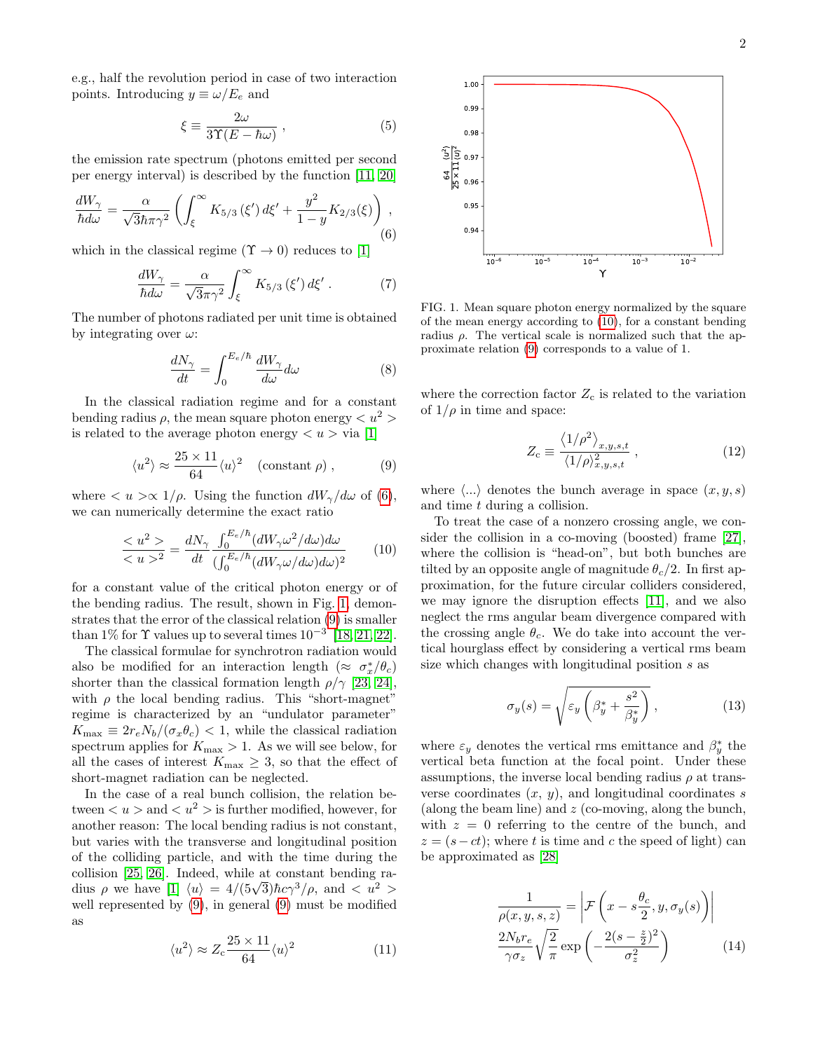e.g., half the revolution period in case of two interaction points. Introducing $y \equiv \omega/E_e$ and

$$\xi \equiv \frac{2\omega}{3\Upsilon(E - \hbar\omega)}\ , \tag{5}$$

the emission rate spectrum (photons emitted per second per energy interval) is described by the function [11, 20]

$$\frac{dW_\gamma}{\hbar d\omega} = \frac{\alpha}{\sqrt{3}\hbar\pi\gamma^2}\left(\int_\xi^\infty K_{5/3}\left(\xi'\right)d\xi' + \frac{y^2}{1-y}K_{2/3}(\xi)\right)\ , \tag{6}$$

which in the classical regime ($\Upsilon \to 0$) reduces to [1]

$$\frac{dW_\gamma}{\hbar d\omega} = \frac{\alpha}{\sqrt{3}\pi\gamma^2}\int_\xi^\infty K_{5/3}\left(\xi'\right)d\xi'\ . \tag{7}$$

The number of photons radiated per unit time is obtained by integrating over $\omega$:

$$\frac{dN_\gamma}{dt} = \int_0^{E_e/\hbar}\frac{dW_\gamma}{d\omega}d\omega \tag{8}$$

In the classical radiation regime and for a constant bending radius $\rho$, the mean square photon energy $< u^2 >$ is related to the average photon energy $< u >$ via [1]

$$\langle u^2\rangle \approx \frac{25\times 11}{64}\langle u\rangle^2 \quad (\text{constant } \rho)\ , \tag{9}$$

where $< u > \propto 1/\rho$. Using the function $dW_\gamma/d\omega$ of (6), we can numerically determine the exact ratio

$$\frac{< u^2 >}{< u >^2} = \frac{dN_\gamma}{dt}\frac{\int_0^{E_e/\hbar}(dW_\gamma\omega^2/d\omega)d\omega}{(\int_0^{E_e/\hbar}(dW_\gamma\omega/d\omega)d\omega)^2} \tag{10}$$

for a constant value of the critical photon energy or of the bending radius. The result, shown in Fig. 1, demonstrates that the error of the classical relation (9) is smaller than 1% for $\Upsilon$ values up to several times $10^{-3}$ [18, 21, 22].

The classical formulae for synchrotron radiation would also be modified for an interaction length ($\approx \sigma_x^*/\theta_c$) shorter than the classical formation length $\rho/\gamma$ [23, 24], with $\rho$ the local bending radius. This "short-magnet" regime is characterized by an "undulator parameter" $K_{\max} \equiv 2r_eN_b/(\sigma_x\theta_c) < 1$, while the classical radiation spectrum applies for $K_{\max} > 1$. As we will see below, for all the cases of interest $K_{\max} \geq 3$, so that the effect of short-magnet radiation can be neglected.

In the case of a real bunch collision, the relation between $< u >$ and $< u^2 >$ is further modified, however, for another reason: The local bending radius is not constant, but varies with the transverse and longitudinal position of the colliding particle, and with the time during the collision [25, 26]. Indeed, while at constant bending radius $\rho$ we have [1] $\langle u\rangle = 4/(5\sqrt{3})\hbar c\gamma^3/\rho$, and $< u^2 >$ well represented by (9), in general (9) must be modified as

$$\langle u^2\rangle \approx Z_c\frac{25\times 11}{64}\langle u\rangle^2 \tag{11}$$

FIG. 1. Mean square photon energy normalized by the square of the mean energy according to (10), for a constant bending radius $\rho$. The vertical scale is normalized such that the approximate relation (9) corresponds to a value of 1.

where the correction factor $Z_c$ is related to the variation of $1/\rho$ in time and space:

$$Z_c \equiv \frac{\langle 1/\rho^2\rangle_{x,y,s,t}}{\langle 1/\rho\rangle^2_{x,y,s,t}}\ , \tag{12}$$

where $\langle ...\rangle$ denotes the bunch average in space $(x, y, s)$ and time $t$ during a collision.

To treat the case of a nonzero crossing angle, we consider the collision in a co-moving (boosted) frame [27], where the collision is "head-on", but both bunches are tilted by an opposite angle of magnitude $\theta_c/2$. In first approximation, for the future circular colliders considered, we may ignore the disruption effects [11], and we also neglect the rms angular beam divergence compared with the crossing angle $\theta_c$. We do take into account the vertical hourglass effect by considering a vertical rms beam size which changes with longitudinal position $s$ as

$$\sigma_y(s) = \sqrt{\varepsilon_y\left(\beta_y^* + \frac{s^2}{\beta_y^*}\right)}\ , \tag{13}$$

where $\varepsilon_y$ denotes the vertical rms emittance and $\beta_y^*$ the vertical beta function at the focal point. Under these assumptions, the inverse local bending radius $\rho$ at transverse coordinates $(x, y)$, and longitudinal coordinates $s$ (along the beam line) and $z$ (co-moving, along the bunch, with $z = 0$ referring to the centre of the bunch, and $z = (s - ct)$; where $t$ is time and $c$ the speed of light) can be approximated as [28]

$$\frac{1}{\rho(x,y,s,z)} = \left|\mathcal{F}\left(x - s\frac{\theta_c}{2}, y, \sigma_y(s)\right)\right| \\ \frac{2N_br_e}{\gamma\sigma_z}\sqrt{\frac{2}{\pi}}\exp\left(-\frac{2(s-\frac{z}{2})^2}{\sigma_z^2}\right) \tag{14}$$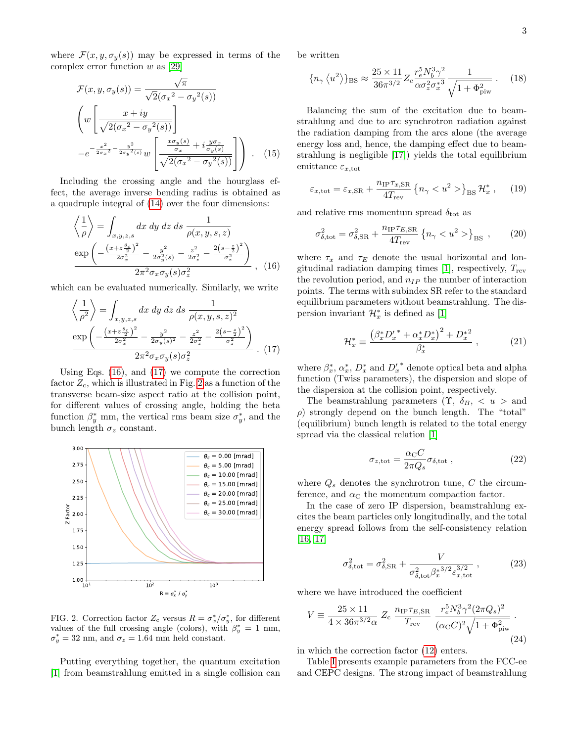where $\mathcal{F}(x, y, \sigma_y(s))$ may be expressed in terms of the complex error function $w$ as [29]

$$\mathcal{F}(x,y,\sigma_y(s)) = \frac{\sqrt{\pi}}{\sqrt{2({\sigma_x}^2 - {\sigma_y}^2(s))}}$$
$$\left( w\left[\frac{x+iy}{\sqrt{2({\sigma_x}^2 - {\sigma_y}^2(s))}}\right] - e^{-\frac{x^2}{2{\sigma_x}^2} - \frac{y^2}{2{\sigma_y}^2(s)}} w\left[\frac{\frac{x\sigma_y(s)}{\sigma_x} + i\frac{y\sigma_x}{\sigma_y(s)}}{\sqrt{2({\sigma_x}^2 - {\sigma_y}^2(s))}}\right]\right) . \quad (15)$$

Including the crossing angle and the hourglass effect, the average inverse bending radius is obtained as a quadruple integral of (14) over the four dimensions:

$$\left\langle \frac{1}{\rho} \right\rangle = \int_{x,y,z,s} dx\, dy\, dz\, ds\, \frac{1}{\rho(x,y,s,z)}$$
$$\frac{\exp\left(-\frac{\left(x+z\frac{\theta_c}{2}\right)^2}{2\sigma_x^2} - \frac{y^2}{2\sigma_y^2(s)} - \frac{z^2}{2\sigma_z^2} - \frac{2\left(s-\frac{z}{2}\right)^2}{\sigma_z^2}\right)}{2\pi^2\sigma_x\sigma_y(s)\sigma_z^2} , \quad (16)$$

which can be evaluated numerically. Similarly, we write

$$\left\langle \frac{1}{\rho^2} \right\rangle = \int_{x,y,z,s} dx\, dy\, dz\, ds\, \frac{1}{\rho(x,y,s,z)^2}$$
$$\frac{\exp\left(-\frac{\left(x+z\frac{\theta_c}{2}\right)^2}{2\sigma_x^2} - \frac{y^2}{2\sigma_y(s)^2} - \frac{z^2}{2\sigma_z^2} - \frac{2\left(s-\frac{z}{2}\right)^2}{\sigma_z^2}\right)}{2\pi^2\sigma_x\sigma_y(s)\sigma_z^2} . \quad (17)$$

Using Eqs. (16), and (17) we compute the correction factor $Z_c$, which is illustrated in Fig. 2 as a function of the transverse beam-size aspect ratio at the collision point, for different values of crossing angle, holding the beta function $\beta_y^*$ mm, the vertical rms beam size $\sigma_y^*$, and the bunch length $\sigma_z$ constant.

FIG. 2. Correction factor $Z_c$ versus $R = \sigma_x^*/\sigma_y^*$, for different values of the full crossing angle (colors), with $\beta_y^* = 1$ mm, $\sigma_y^* = 32$ nm, and $\sigma_z = 1.64$ mm held constant.

Putting everything together, the quantum excitation [1] from beamstrahlung emitted in a single collision can be written

$$\{n_\gamma \langle u^2 \rangle\}_{\rm BS} \approx \frac{25 \times 11}{36\pi^{3/2}} Z_c \frac{r_e^5 N_b^3 \gamma^2}{\alpha \sigma_z^2 \sigma_x^{*3}} \frac{1}{\sqrt{1+\Phi_{\rm piw}^2}} . \quad (18)$$

Balancing the sum of the excitation due to beamstrahlung and due to arc synchrotron radiation against the radiation damping from the arcs alone (the average energy loss and, hence, the damping effect due to beamstrahlung is negligible [17]) yields the total equilibrium emittance $\varepsilon_{x,\rm tot}$

$$\varepsilon_{x,\rm tot} = \varepsilon_{x,\rm SR} + \frac{n_{\rm IP}\tau_{x,\rm SR}}{4T_{\rm rev}} \{n_\gamma < u^2 >\}_{\rm BS} \mathcal{H}_x^* , \quad (19)$$

and relative rms momentum spread $\delta_{\rm tot}$ as

$$\sigma_{\delta,\rm tot}^2 = \sigma_{\delta,\rm SR}^2 + \frac{n_{\rm IP}\tau_{E,\rm SR}}{4T_{\rm rev}} \{n_\gamma < u^2 >\}_{\rm BS} , \quad (20)$$

where $\tau_x$ and $\tau_E$ denote the usual horizontal and longitudinal radiation damping times [1], respectively, $T_{\rm rev}$ the revolution period, and $n_{IP}$ the number of interaction points. The terms with subindex SR refer to the standard equilibrium parameters without beamstrahlung. The dispersion invariant $\mathcal{H}_x^*$ is defined as [1]

$$\mathcal{H}_x^* \equiv \frac{\left(\beta_x^* {D'_x}^* + \alpha_x^* D_x^*\right)^2 + {D_x^*}^2}{\beta_x^*} , \quad (21)$$

where $\beta_x^*$, $\alpha_x^*$, $D_x^*$ and ${D'_x}^*$ denote optical beta and alpha function (Twiss parameters), the dispersion and slope of the dispersion at the collision point, respectively.

The beamstrahlung parameters ($\Upsilon$, $\delta_B$, $< u >$ and $\rho$) strongly depend on the bunch length. The "total" (equilibrium) bunch length is related to the total energy spread via the classical relation [1]

$$\sigma_{z,\rm tot} = \frac{\alpha_{\rm C} C}{2\pi Q_s} \sigma_{\delta,\rm tot} , \quad (22)$$

where $Q_s$ denotes the synchrotron tune, $C$ the circumference, and $\alpha_{\rm C}$ the momentum compaction factor.

In the case of zero IP dispersion, beamstrahlung excites the beam particles only longitudinally, and the total energy spread follows from the self-consistency relation [16, 17]

$$\sigma_{\delta,\rm tot}^2 = \sigma_{\delta,\rm SR}^2 + \frac{V}{\sigma_{\delta,\rm tot}^2 \beta_x^{*3/2} \varepsilon_{x,\rm tot}^{3/2}} , \quad (23)$$

where we have introduced the coefficient

$$V \equiv \frac{25 \times 11}{4 \times 36\pi^{3/2}\alpha} Z_c \frac{n_{\rm IP}\tau_{E,\rm SR}}{T_{\rm rev}} \frac{r_e^5 N_b^3 \gamma^2 (2\pi Q_s)^2}{(\alpha_{\rm C} C)^2 \sqrt{1+\Phi_{\rm piw}^2}} . \quad (24)$$

in which the correction factor (12) enters.

Table I presents example parameters from the FCC-ee and CEPC designs. The strong impact of beamstrahlung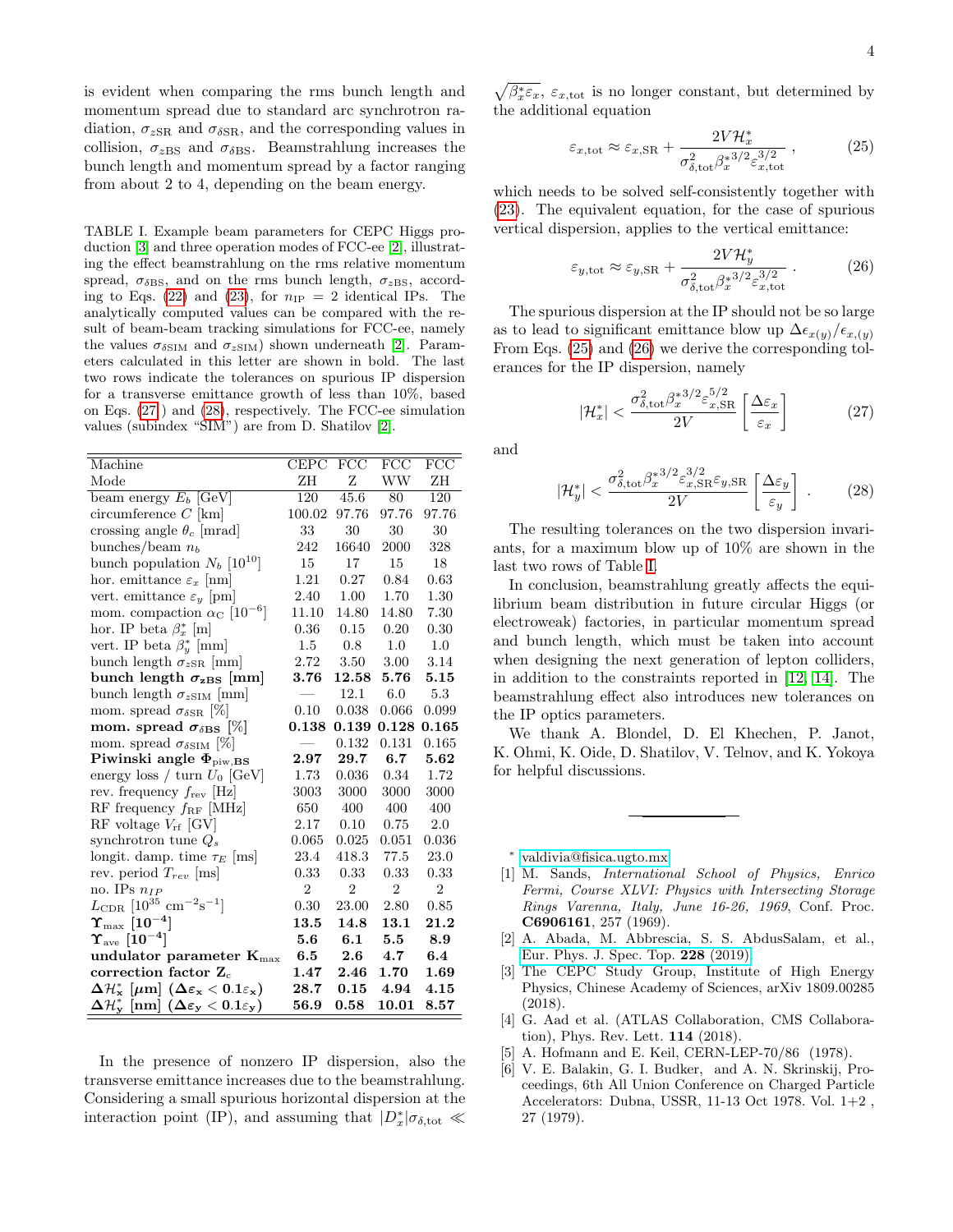is evident when comparing the rms bunch length and momentum spread due to standard arc synchrotron radiation, $\sigma_{z\mathrm{SR}}$ and $\sigma_{\delta\mathrm{SR}}$, and the corresponding values in collision, $\sigma_{z\mathrm{BS}}$ and $\sigma_{\delta\mathrm{BS}}$. Beamstrahlung increases the bunch length and momentum spread by a factor ranging from about 2 to 4, depending on the beam energy.

TABLE I. Example beam parameters for CEPC Higgs production [3] and three operation modes of FCC-ee [2], illustrating the effect beamstrahlung on the rms relative momentum spread, $\sigma_{\delta\mathrm{BS}}$, and on the rms bunch length, $\sigma_{z\mathrm{BS}}$, according to Eqs. (22) and (23), for $n_{\mathrm{IP}} = 2$ identical IPs. The analytically computed values can be compared with the result of beam-beam tracking simulations for FCC-ee, namely the values $\sigma_{\delta\mathrm{SIM}}$ and $\sigma_{z\mathrm{SIM}}$) shown underneath [2]. Parameters calculated in this letter are shown in bold. The last two rows indicate the tolerances on spurious IP dispersion for a transverse emittance growth of less than 10%, based on Eqs. (27) and (28), respectively. The FCC-ee simulation values (subindex "SIM") are from D. Shatilov [2].

| Machine | CEPC | FCC | FCC | FCC |
|---|---|---|---|---|
| Mode | ZH | Z | WW | ZH |
| beam energy $E_b$ [GeV] | 120 | 45.6 | 80 | 120 |
| circumference $C$ [km] | 100.02 | 97.76 | 97.76 | 97.76 |
| crossing angle $\theta_c$ [mrad] | 33 | 30 | 30 | 30 |
| bunches/beam $n_b$ | 242 | 16640 | 2000 | 328 |
| bunch population $N_b$ [$10^{10}$] | 15 | 17 | 15 | 18 |
| hor. emittance $\varepsilon_x$ [nm] | 1.21 | 0.27 | 0.84 | 0.63 |
| vert. emittance $\varepsilon_y$ [pm] | 2.40 | 1.00 | 1.70 | 1.30 |
| mom. compaction $\alpha_C$ [$10^{-6}$] | 11.10 | 14.80 | 14.80 | 7.30 |
| hor. IP beta $\beta_x^*$ [m] | 0.36 | 0.15 | 0.20 | 0.30 |
| vert. IP beta $\beta_y^*$ [mm] | 1.5 | 0.8 | 1.0 | 1.0 |
| bunch length $\sigma_{z\mathrm{SR}}$ [mm] | 2.72 | 3.50 | 3.00 | 3.14 |
| **bunch length $\sigma_{z\mathrm{BS}}$ [mm]** | **3.76** | **12.58** | **5.76** | **5.15** |
| bunch length $\sigma_{z\mathrm{SIM}}$ [mm] | — | 12.1 | 6.0 | 5.3 |
| mom. spread $\sigma_{\delta\mathrm{SR}}$ [%] | 0.10 | 0.038 | 0.066 | 0.099 |
| **mom. spread $\sigma_{\delta\mathrm{BS}}$ [%]** | **0.138** | **0.139** | **0.128** | **0.165** |
| mom. spread $\sigma_{\delta\mathrm{SIM}}$ [%] | — | 0.132 | 0.131 | 0.165 |
| **Piwinski angle $\Phi_{\mathrm{piw,BS}}$** | **2.97** | **29.7** | **6.7** | **5.62** |
| energy loss / turn $U_0$ [GeV] | 1.73 | 0.036 | 0.34 | 1.72 |
| rev. frequency $f_{\mathrm{rev}}$ [Hz] | 3003 | 3000 | 3000 | 3000 |
| RF frequency $f_{\mathrm{RF}}$ [MHz] | 650 | 400 | 400 | 400 |
| RF voltage $V_{\mathrm{rf}}$ [GV] | 2.17 | 0.10 | 0.75 | 2.0 |
| synchrotron tune $Q_s$ | 0.065 | 0.025 | 0.051 | 0.036 |
| longit. damp. time $\tau_E$ [ms] | 23.4 | 418.3 | 77.5 | 23.0 |
| rev. period $T_{rev}$ [ms] | 0.33 | 0.33 | 0.33 | 0.33 |
| no. IPs $n_{IP}$ | 2 | 2 | 2 | 2 |
| $L_{\mathrm{CDR}}$ [$10^{35}$ cm$^{-2}$s$^{-1}$] | 0.30 | 23.00 | 2.80 | 0.85 |
| **$\Upsilon_{\max}$ [$10^{-4}$]** | **13.5** | **14.8** | **13.1** | **21.2** |
| **$\Upsilon_{\mathrm{ave}}$ [$10^{-4}$]** | **5.6** | **6.1** | **5.5** | **8.9** |
| **undulator parameter $K_{\max}$** | **6.5** | **2.6** | **4.7** | **6.4** |
| **correction factor $Z_c$** | **1.47** | **2.46** | **1.70** | **1.69** |
| **$\Delta\mathcal{H}_x^*$ [$\mu$m] ($\Delta\varepsilon_x < 0.1\varepsilon_x$)** | **28.7** | **0.15** | **4.94** | **4.15** |
| **$\Delta\mathcal{H}_y^*$ [nm] ($\Delta\varepsilon_y < 0.1\varepsilon_y$)** | **56.9** | **0.58** | **10.01** | **8.57** |

In the presence of nonzero IP dispersion, also the transverse emittance increases due to the beamstrahlung. Considering a small spurious horizontal dispersion at the interaction point (IP), and assuming that $|D_x^*|\sigma_{\delta,\mathrm{tot}} \ll \sqrt{\beta_x^* \varepsilon_x}$, $\varepsilon_{x,\mathrm{tot}}$ is no longer constant, but determined by the additional equation

$$\varepsilon_{x,\mathrm{tot}} \approx \varepsilon_{x,\mathrm{SR}} + \frac{2V\mathcal{H}_x^*}{\sigma_{\delta,\mathrm{tot}}^2 {\beta_x^*}^{3/2} \varepsilon_{x,\mathrm{tot}}^{3/2}} , \tag{25}$$

which needs to be solved self-consistently together with (23). The equivalent equation, for the case of spurious vertical dispersion, applies to the vertical emittance:

$$\varepsilon_{y,\mathrm{tot}} \approx \varepsilon_{y,\mathrm{SR}} + \frac{2V\mathcal{H}_y^*}{\sigma_{\delta,\mathrm{tot}}^2 {\beta_x^*}^{3/2} \varepsilon_{x,\mathrm{tot}}^{3/2}} . \tag{26}$$

The spurious dispersion at the IP should not be so large as to lead to significant emittance blow up $\Delta\epsilon_{x(y)}/\epsilon_{x,(y)}$ From Eqs. (25) and (26) we derive the corresponding tolerances for the IP dispersion, namely

$$|\mathcal{H}_x^*| < \frac{\sigma_{\delta,\mathrm{tot}}^2 {\beta_x^*}^{3/2} \varepsilon_{x,\mathrm{SR}}^{5/2}}{2V} \left[\frac{\Delta\varepsilon_x}{\varepsilon_x}\right] \tag{27}$$

and

$$|\mathcal{H}_y^*| < \frac{\sigma_{\delta,\mathrm{tot}}^2 {\beta_x^*}^{3/2} \varepsilon_{x,\mathrm{SR}}^{3/2} \varepsilon_{y,\mathrm{SR}}}{2V} \left[\frac{\Delta\varepsilon_y}{\varepsilon_y}\right] . \tag{28}$$

The resulting tolerances on the two dispersion invariants, for a maximum blow up of 10% are shown in the last two rows of Table I.

In conclusion, beamstrahlung greatly affects the equilibrium beam distribution in future circular Higgs (or electroweak) factories, in particular momentum spread and bunch length, which must be taken into account when designing the next generation of lepton colliders, in addition to the constraints reported in [12, 14]. The beamstrahlung effect also introduces new tolerances on the IP optics parameters.

We thank A. Blondel, D. El Khechen, P. Janot, K. Ohmi, K. Oide, D. Shatilov, V. Telnov, and K. Yokoya for helpful discussions.

---

* valdivia@fisica.ugto.mx

[1] M. Sands, *International School of Physics, Enrico Fermi, Course XLVI: Physics with Intersecting Storage Rings Varenna, Italy, June 16-26, 1969*, Conf. Proc. **C6906161**, 257 (1969).

[2] A. Abada, M. Abbrescia, S. S. AbdusSalam, et al., Eur. Phys. J. Spec. Top. **228** (2019).

[3] The CEPC Study Group, Institute of High Energy Physics, Chinese Academy of Sciences, arXiv 1809.00285 (2018).

[4] G. Aad et al. (ATLAS Collaboration, CMS Collaboration), Phys. Rev. Lett. **114** (2018).

[5] A. Hofmann and E. Keil, CERN-LEP-70/86 (1978).

[6] V. E. Balakin, G. I. Budker, and A. N. Skrinskij, Proceedings, 6th All Union Conference on Charged Particle Accelerators: Dubna, USSR, 11-13 Oct 1978. Vol. 1+2 , 27 (1979).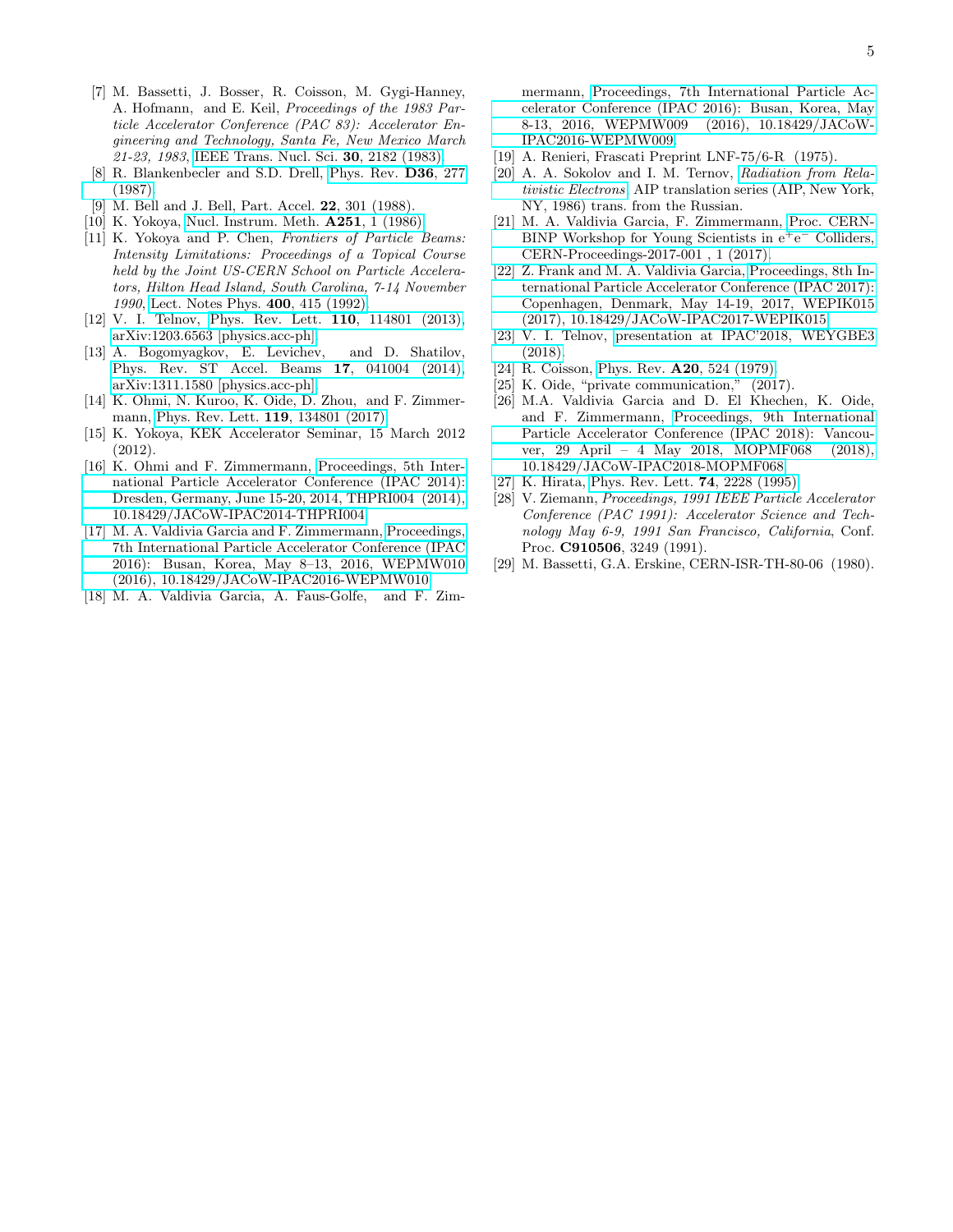[7] M. Bassetti, J. Bosser, R. Coisson, M. Gygi-Hanney, A. Hofmann, and E. Keil, *Proceedings of the 1983 Particle Accelerator Conference (PAC 83): Accelerator Engineering and Technology, Santa Fe, New Mexico March 21-23, 1983*, IEEE Trans. Nucl. Sci. **30**, 2182 (1983).

[8] R. Blankenbecler and S.D. Drell, Phys. Rev. **D36**, 277 (1987).

[9] M. Bell and J. Bell, Part. Accel. **22**, 301 (1988).

[10] K. Yokoya, Nucl. Instrum. Meth. **A251**, 1 (1986).

[11] K. Yokoya and P. Chen, *Frontiers of Particle Beams: Intensity Limitations: Proceedings of a Topical Course held by the Joint US-CERN School on Particle Accelerators, Hilton Head Island, South Carolina, 7-14 November 1990*, Lect. Notes Phys. **400**, 415 (1992).

[12] V. I. Telnov, Phys. Rev. Lett. **110**, 114801 (2013), arXiv:1203.6563 [physics.acc-ph].

[13] A. Bogomyagkov, E. Levichev, and D. Shatilov, Phys. Rev. ST Accel. Beams **17**, 041004 (2014), arXiv:1311.1580 [physics.acc-ph].

[14] K. Ohmi, N. Kuroo, K. Oide, D. Zhou, and F. Zimmermann, Phys. Rev. Lett. **119**, 134801 (2017).

[15] K. Yokoya, KEK Accelerator Seminar, 15 March 2012 (2012).

[16] K. Ohmi and F. Zimmermann, Proceedings, 5th International Particle Accelerator Conference (IPAC 2014): Dresden, Germany, June 15-20, 2014, THPRI004 (2014), 10.18429/JACoW-IPAC2014-THPRI004.

[17] M. A. Valdivia Garcia and F. Zimmermann, Proceedings, 7th International Particle Accelerator Conference (IPAC 2016): Busan, Korea, May 8–13, 2016, WEPMW010 (2016), 10.18429/JACoW-IPAC2016-WEPMW010.

[18] M. A. Valdivia Garcia, A. Faus-Golfe, and F. Zimmermann, Proceedings, 7th International Particle Accelerator Conference (IPAC 2016): Busan, Korea, May 8-13, 2016, WEPMW009 (2016), 10.18429/JACoW-IPAC2016-WEPMW009.

[19] A. Renieri, Frascati Preprint LNF-75/6-R (1975).

[20] A. A. Sokolov and I. M. Ternov, *Radiation from Relativistic Electrons*, AIP translation series (AIP, New York, NY, 1986) trans. from the Russian.

[21] M. A. Valdivia Garcia, F. Zimmermann, Proc. CERN-BINP Workshop for Young Scientists in $e^+e^-$ Colliders, CERN-Proceedings-2017-001 , 1 (2017).

[22] Z. Frank and M. A. Valdivia Garcia, Proceedings, 8th International Particle Accelerator Conference (IPAC 2017): Copenhagen, Denmark, May 14-19, 2017, WEPIK015 (2017), 10.18429/JACoW-IPAC2017-WEPIK015.

[23] V. I. Telnov, presentation at IPAC'2018, WEYGBE3 (2018).

[24] R. Coisson, Phys. Rev. **A20**, 524 (1979).

[25] K. Oide, "private communication," (2017).

[26] M.A. Valdivia Garcia and D. El Khechen, K. Oide, and F. Zimmermann, Proceedings, 9th International Particle Accelerator Conference (IPAC 2018): Vancouver, 29 April – 4 May 2018, MOPMF068 (2018), 10.18429/JACoW-IPAC2018-MOPMF068.

[27] K. Hirata, Phys. Rev. Lett. **74**, 2228 (1995).

[28] V. Ziemann, *Proceedings, 1991 IEEE Particle Accelerator Conference (PAC 1991): Accelerator Science and Technology May 6-9, 1991 San Francisco, California*, Conf. Proc. **C910506**, 3249 (1991).

[29] M. Bassetti, G.A. Erskine, CERN-ISR-TH-80-06 (1980).